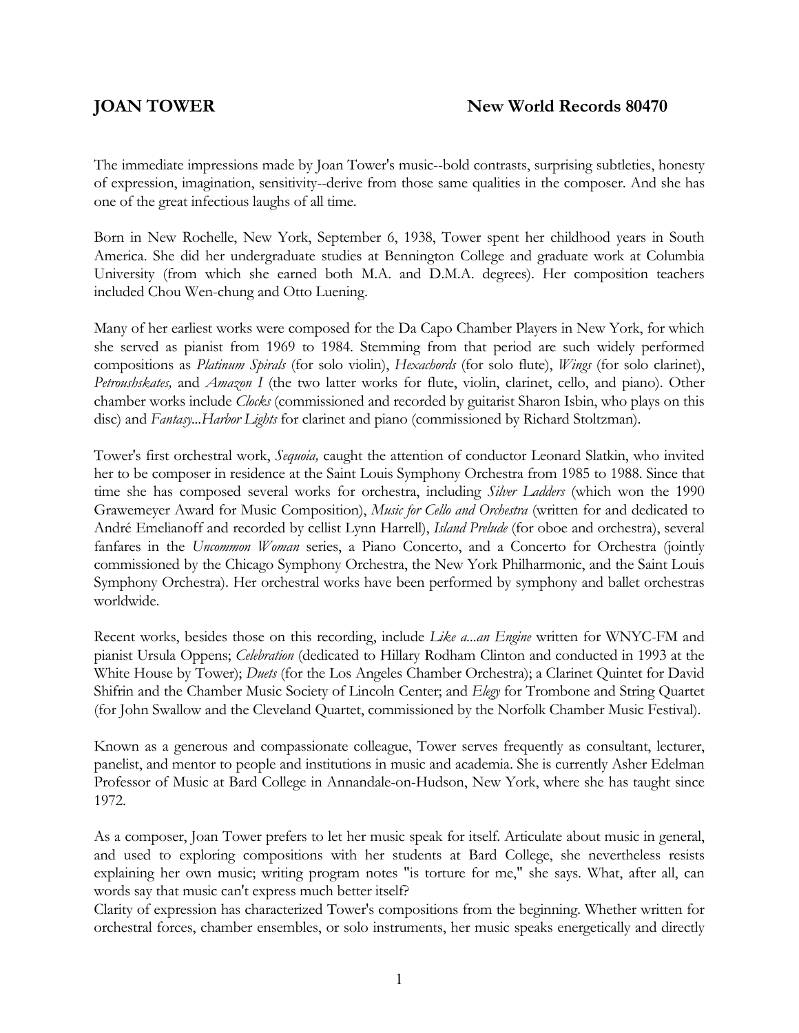**JOAN TOWER** **New World Records 80470**

The immediate impressions made by Joan Tower's music--bold contrasts, surprising subtleties, honesty of expression, imagination, sensitivity--derive from those same qualities in the composer. And she has one of the great infectious laughs of all time.

Born in New Rochelle, New York, September 6, 1938, Tower spent her childhood years in South America. She did her undergraduate studies at Bennington College and graduate work at Columbia University (from which she earned both M.A. and D.M.A. degrees). Her composition teachers included Chou Wen-chung and Otto Luening.

Many of her earliest works were composed for the Da Capo Chamber Players in New York, for which she served as pianist from 1969 to 1984. Stemming from that period are such widely performed compositions as *Platinum Spirals* (for solo violin), *Hexachords* (for solo flute), *Wings* (for solo clarinet), *Petroushskates,* and *Amazon I* (the two latter works for flute, violin, clarinet, cello, and piano). Other chamber works include *Clocks* (commissioned and recorded by guitarist Sharon Isbin, who plays on this disc) and *Fantasy...Harbor Lights* for clarinet and piano (commissioned by Richard Stoltzman).

Tower's first orchestral work, *Sequoia,* caught the attention of conductor Leonard Slatkin, who invited her to be composer in residence at the Saint Louis Symphony Orchestra from 1985 to 1988. Since that time she has composed several works for orchestra, including *Silver Ladders* (which won the 1990 Grawemeyer Award for Music Composition), *Music for Cello and Orchestra* (written for and dedicated to André Emelianoff and recorded by cellist Lynn Harrell), *Island Prelude* (for oboe and orchestra), several fanfares in the *Uncommon Woman* series, a Piano Concerto, and a Concerto for Orchestra (jointly commissioned by the Chicago Symphony Orchestra, the New York Philharmonic, and the Saint Louis Symphony Orchestra). Her orchestral works have been performed by symphony and ballet orchestras worldwide.

Recent works, besides those on this recording, include *Like a...an Engine* written for WNYC-FM and pianist Ursula Oppens; *Celebration* (dedicated to Hillary Rodham Clinton and conducted in 1993 at the White House by Tower); *Duets* (for the Los Angeles Chamber Orchestra); a Clarinet Quintet for David Shifrin and the Chamber Music Society of Lincoln Center; and *Elegy* for Trombone and String Quartet (for John Swallow and the Cleveland Quartet, commissioned by the Norfolk Chamber Music Festival).

Known as a generous and compassionate colleague, Tower serves frequently as consultant, lecturer, panelist, and mentor to people and institutions in music and academia. She is currently Asher Edelman Professor of Music at Bard College in Annandale-on-Hudson, New York, where she has taught since 1972.

As a composer, Joan Tower prefers to let her music speak for itself. Articulate about music in general, and used to exploring compositions with her students at Bard College, she nevertheless resists explaining her own music; writing program notes "is torture for me," she says. What, after all, can words say that music can't express much better itself?

Clarity of expression has characterized Tower's compositions from the beginning. Whether written for orchestral forces, chamber ensembles, or solo instruments, her music speaks energetically and directly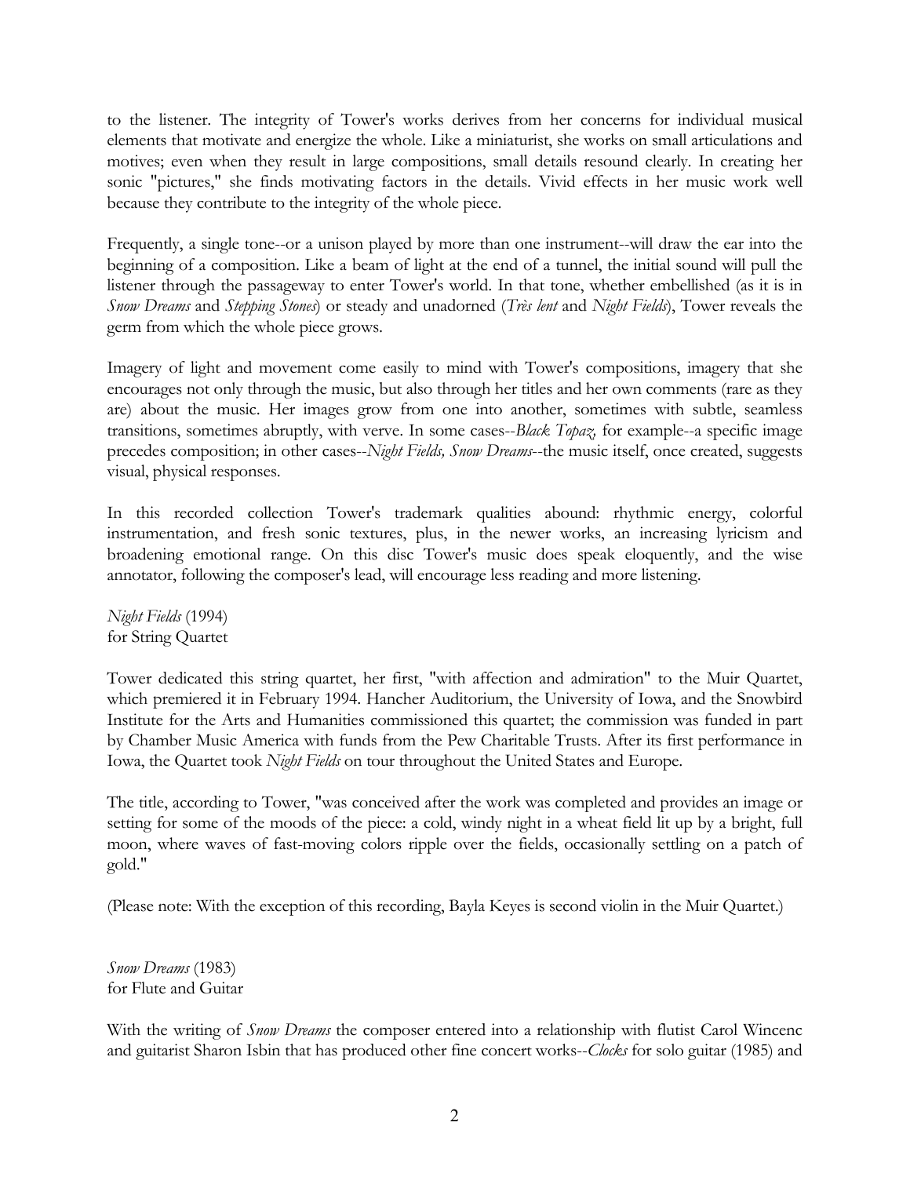to the listener. The integrity of Tower's works derives from her concerns for individual musical elements that motivate and energize the whole. Like a miniaturist, she works on small articulations and motives; even when they result in large compositions, small details resound clearly. In creating her sonic "pictures," she finds motivating factors in the details. Vivid effects in her music work well because they contribute to the integrity of the whole piece.

Frequently, a single tone--or a unison played by more than one instrument--will draw the ear into the beginning of a composition. Like a beam of light at the end of a tunnel, the initial sound will pull the listener through the passageway to enter Tower's world. In that tone, whether embellished (as it is in *Snow Dreams* and *Stepping Stones*) or steady and unadorned (*Très lent* and *Night Fields*), Tower reveals the germ from which the whole piece grows.

Imagery of light and movement come easily to mind with Tower's compositions, imagery that she encourages not only through the music, but also through her titles and her own comments (rare as they are) about the music. Her images grow from one into another, sometimes with subtle, seamless transitions, sometimes abruptly, with verve. In some cases--*Black Topaz,* for example--a specific image precedes composition; in other cases--*Night Fields, Snow Dreams*--the music itself, once created, suggests visual, physical responses.

In this recorded collection Tower's trademark qualities abound: rhythmic energy, colorful instrumentation, and fresh sonic textures, plus, in the newer works, an increasing lyricism and broadening emotional range. On this disc Tower's music does speak eloquently, and the wise annotator, following the composer's lead, will encourage less reading and more listening.

*Night Fields* (1994)
for String Quartet

Tower dedicated this string quartet, her first, "with affection and admiration" to the Muir Quartet, which premiered it in February 1994. Hancher Auditorium, the University of Iowa, and the Snowbird Institute for the Arts and Humanities commissioned this quartet; the commission was funded in part by Chamber Music America with funds from the Pew Charitable Trusts. After its first performance in Iowa, the Quartet took *Night Fields* on tour throughout the United States and Europe.

The title, according to Tower, "was conceived after the work was completed and provides an image or setting for some of the moods of the piece: a cold, windy night in a wheat field lit up by a bright, full moon, where waves of fast-moving colors ripple over the fields, occasionally settling on a patch of gold."

(Please note: With the exception of this recording, Bayla Keyes is second violin in the Muir Quartet.)

*Snow Dreams* (1983)
for Flute and Guitar

With the writing of *Snow Dreams* the composer entered into a relationship with flutist Carol Wincenc and guitarist Sharon Isbin that has produced other fine concert works--*Clocks* for solo guitar (1985) and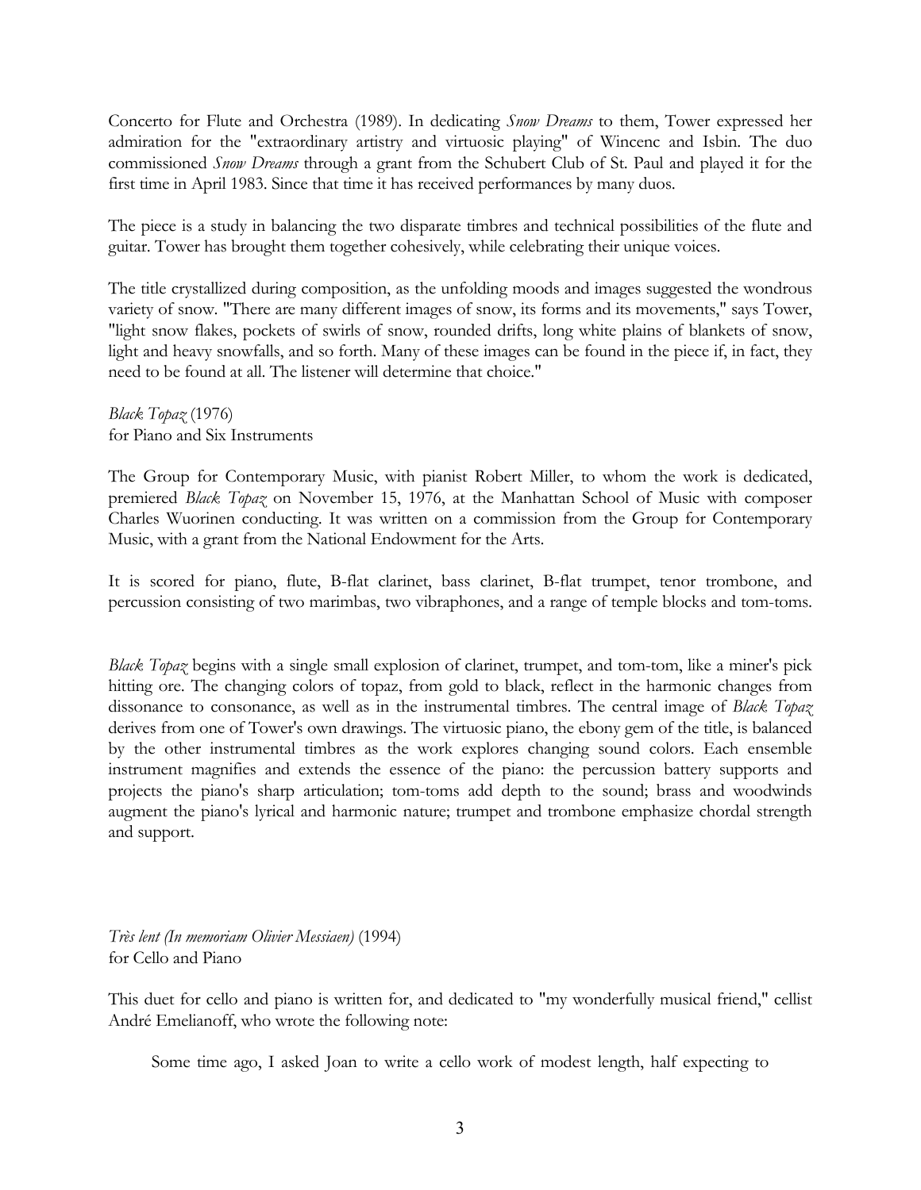Concerto for Flute and Orchestra (1989). In dedicating *Snow Dreams* to them, Tower expressed her admiration for the "extraordinary artistry and virtuosic playing" of Wincenc and Isbin. The duo commissioned *Snow Dreams* through a grant from the Schubert Club of St. Paul and played it for the first time in April 1983. Since that time it has received performances by many duos.

The piece is a study in balancing the two disparate timbres and technical possibilities of the flute and guitar. Tower has brought them together cohesively, while celebrating their unique voices.

The title crystallized during composition, as the unfolding moods and images suggested the wondrous variety of snow. "There are many different images of snow, its forms and its movements," says Tower, "light snow flakes, pockets of swirls of snow, rounded drifts, long white plains of blankets of snow, light and heavy snowfalls, and so forth. Many of these images can be found in the piece if, in fact, they need to be found at all. The listener will determine that choice."

*Black Topaz* (1976)
for Piano and Six Instruments

The Group for Contemporary Music, with pianist Robert Miller, to whom the work is dedicated, premiered *Black Topaz* on November 15, 1976, at the Manhattan School of Music with composer Charles Wuorinen conducting. It was written on a commission from the Group for Contemporary Music, with a grant from the National Endowment for the Arts.

It is scored for piano, flute, B-flat clarinet, bass clarinet, B-flat trumpet, tenor trombone, and percussion consisting of two marimbas, two vibraphones, and a range of temple blocks and tom-toms.

*Black Topaz* begins with a single small explosion of clarinet, trumpet, and tom-tom, like a miner's pick hitting ore. The changing colors of topaz, from gold to black, reflect in the harmonic changes from dissonance to consonance, as well as in the instrumental timbres. The central image of *Black Topaz* derives from one of Tower's own drawings. The virtuosic piano, the ebony gem of the title, is balanced by the other instrumental timbres as the work explores changing sound colors. Each ensemble instrument magnifies and extends the essence of the piano: the percussion battery supports and projects the piano's sharp articulation; tom-toms add depth to the sound; brass and woodwinds augment the piano's lyrical and harmonic nature; trumpet and trombone emphasize chordal strength and support.

*Très lent (In memoriam Olivier Messiaen)* (1994)
for Cello and Piano

This duet for cello and piano is written for, and dedicated to "my wonderfully musical friend," cellist André Emelianoff, who wrote the following note:

> Some time ago, I asked Joan to write a cello work of modest length, half expecting to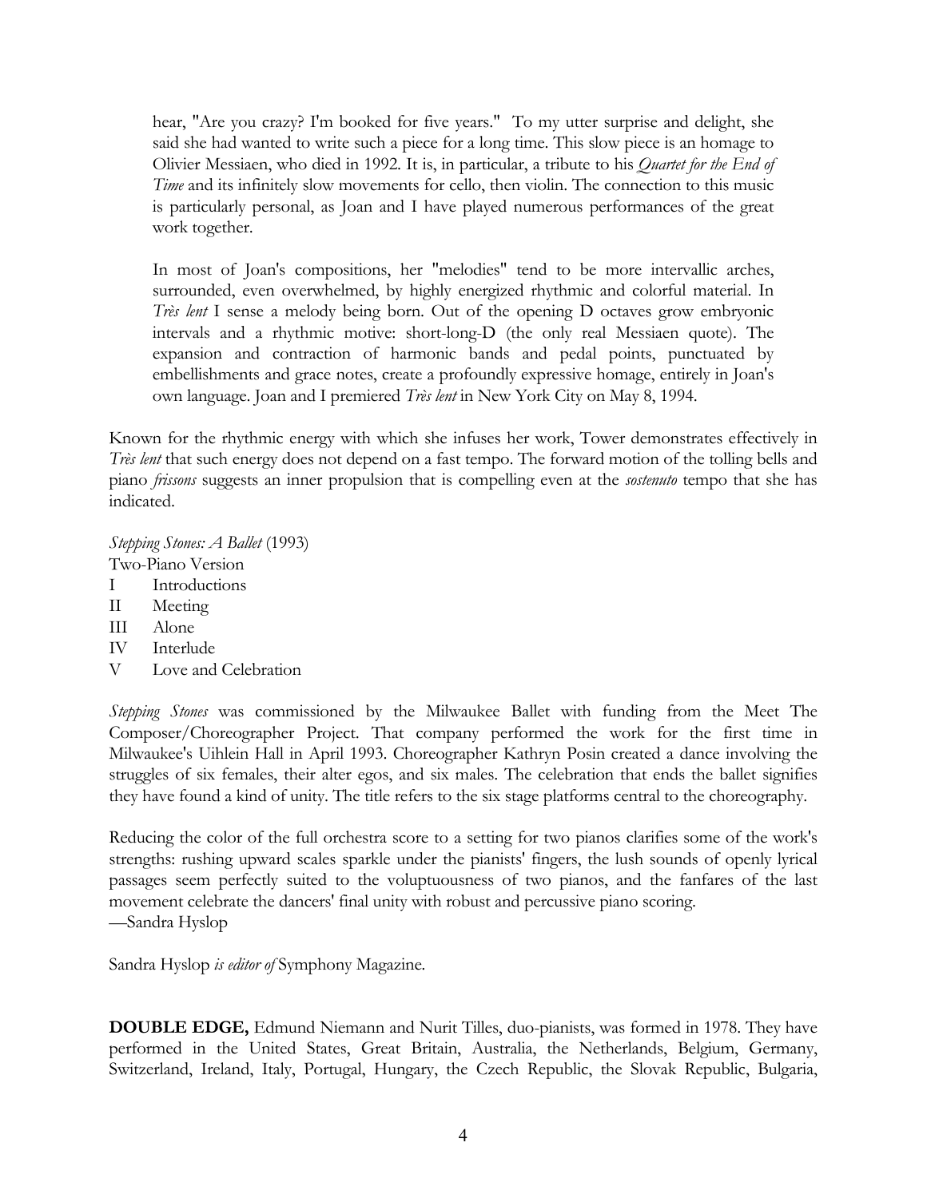hear, "Are you crazy? I'm booked for five years." To my utter surprise and delight, she said she had wanted to write such a piece for a long time. This slow piece is an homage to Olivier Messiaen, who died in 1992. It is, in particular, a tribute to his *Quartet for the End of Time* and its infinitely slow movements for cello, then violin. The connection to this music is particularly personal, as Joan and I have played numerous performances of the great work together.

In most of Joan's compositions, her "melodies" tend to be more intervallic arches, surrounded, even overwhelmed, by highly energized rhythmic and colorful material. In *Très lent* I sense a melody being born. Out of the opening D octaves grow embryonic intervals and a rhythmic motive: short-long-D (the only real Messiaen quote). The expansion and contraction of harmonic bands and pedal points, punctuated by embellishments and grace notes, create a profoundly expressive homage, entirely in Joan's own language. Joan and I premiered *Très lent* in New York City on May 8, 1994.

Known for the rhythmic energy with which she infuses her work, Tower demonstrates effectively in *Très lent* that such energy does not depend on a fast tempo. The forward motion of the tolling bells and piano *frissons* suggests an inner propulsion that is compelling even at the *sostenuto* tempo that she has indicated.

*Stepping Stones: A Ballet* (1993)
Two-Piano Version
I Introductions
II Meeting
III Alone
IV Interlude
V Love and Celebration

*Stepping Stones* was commissioned by the Milwaukee Ballet with funding from the Meet The Composer/Choreographer Project. That company performed the work for the first time in Milwaukee's Uihlein Hall in April 1993. Choreographer Kathryn Posin created a dance involving the struggles of six females, their alter egos, and six males. The celebration that ends the ballet signifies they have found a kind of unity. The title refers to the six stage platforms central to the choreography.

Reducing the color of the full orchestra score to a setting for two pianos clarifies some of the work's strengths: rushing upward scales sparkle under the pianists' fingers, the lush sounds of openly lyrical passages seem perfectly suited to the voluptuousness of two pianos, and the fanfares of the last movement celebrate the dancers' final unity with robust and percussive piano scoring.
—Sandra Hyslop

Sandra Hyslop *is editor of* Symphony Magazine.

**DOUBLE EDGE,** Edmund Niemann and Nurit Tilles, duo-pianists, was formed in 1978. They have performed in the United States, Great Britain, Australia, the Netherlands, Belgium, Germany, Switzerland, Ireland, Italy, Portugal, Hungary, the Czech Republic, the Slovak Republic, Bulgaria,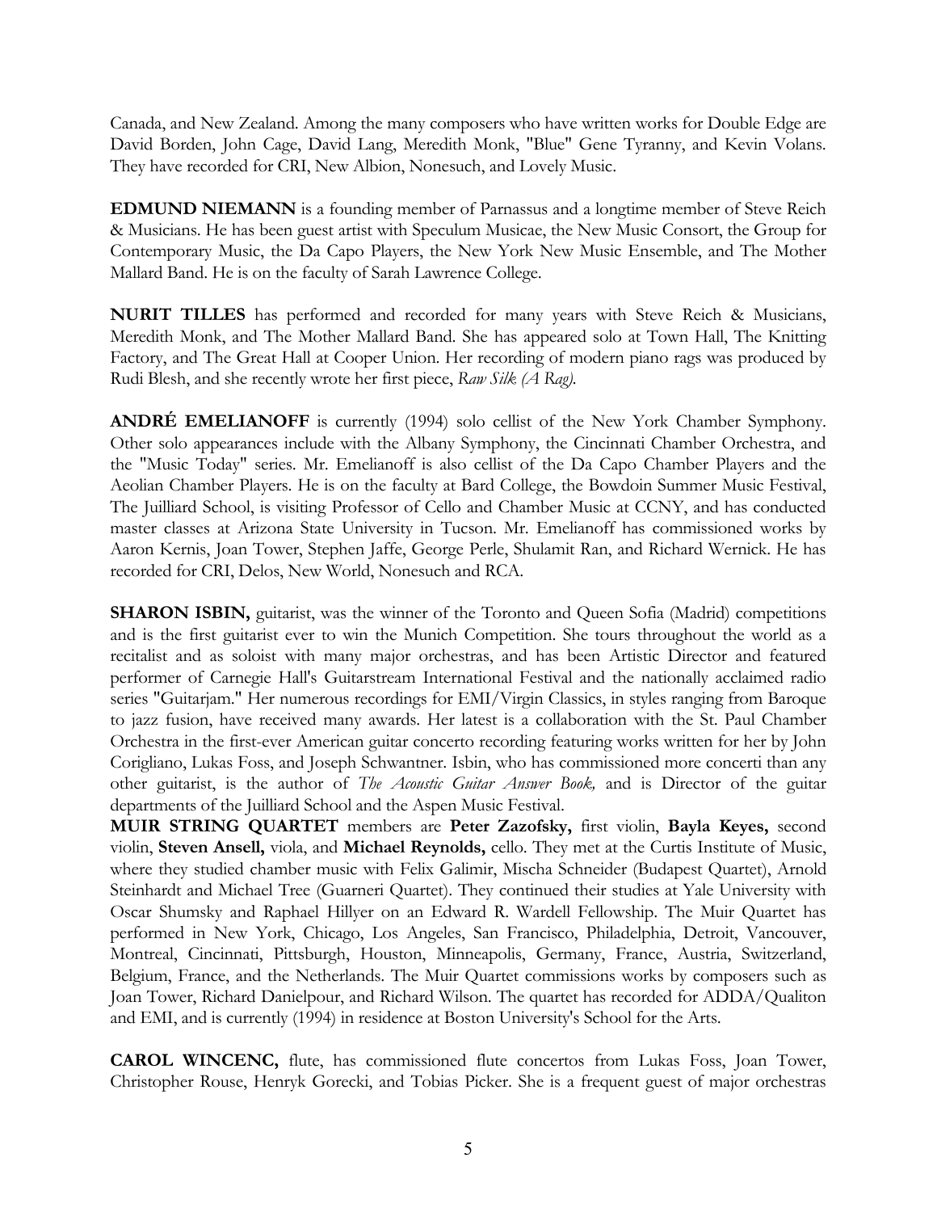Canada, and New Zealand. Among the many composers who have written works for Double Edge are David Borden, John Cage, David Lang, Meredith Monk, "Blue" Gene Tyranny, and Kevin Volans. They have recorded for CRI, New Albion, Nonesuch, and Lovely Music.

**EDMUND NIEMANN** is a founding member of Parnassus and a longtime member of Steve Reich & Musicians. He has been guest artist with Speculum Musicae, the New Music Consort, the Group for Contemporary Music, the Da Capo Players, the New York New Music Ensemble, and The Mother Mallard Band. He is on the faculty of Sarah Lawrence College.

**NURIT TILLES** has performed and recorded for many years with Steve Reich & Musicians, Meredith Monk, and The Mother Mallard Band. She has appeared solo at Town Hall, The Knitting Factory, and The Great Hall at Cooper Union. Her recording of modern piano rags was produced by Rudi Blesh, and she recently wrote her first piece, *Raw Silk (A Rag).*

**ANDRÉ EMELIANOFF** is currently (1994) solo cellist of the New York Chamber Symphony. Other solo appearances include with the Albany Symphony, the Cincinnati Chamber Orchestra, and the "Music Today" series. Mr. Emelianoff is also cellist of the Da Capo Chamber Players and the Aeolian Chamber Players. He is on the faculty at Bard College, the Bowdoin Summer Music Festival, The Juilliard School, is visiting Professor of Cello and Chamber Music at CCNY, and has conducted master classes at Arizona State University in Tucson. Mr. Emelianoff has commissioned works by Aaron Kernis, Joan Tower, Stephen Jaffe, George Perle, Shulamit Ran, and Richard Wernick. He has recorded for CRI, Delos, New World, Nonesuch and RCA.

**SHARON ISBIN,** guitarist, was the winner of the Toronto and Queen Sofia (Madrid) competitions and is the first guitarist ever to win the Munich Competition. She tours throughout the world as a recitalist and as soloist with many major orchestras, and has been Artistic Director and featured performer of Carnegie Hall's Guitarstream International Festival and the nationally acclaimed radio series "Guitarjam." Her numerous recordings for EMI/Virgin Classics, in styles ranging from Baroque to jazz fusion, have received many awards. Her latest is a collaboration with the St. Paul Chamber Orchestra in the first-ever American guitar concerto recording featuring works written for her by John Corigliano, Lukas Foss, and Joseph Schwantner. Isbin, who has commissioned more concerti than any other guitarist, is the author of *The Acoustic Guitar Answer Book,* and is Director of the guitar departments of the Juilliard School and the Aspen Music Festival.

**MUIR STRING QUARTET** members are **Peter Zazofsky,** first violin, **Bayla Keyes,** second violin, **Steven Ansell,** viola, and **Michael Reynolds,** cello. They met at the Curtis Institute of Music, where they studied chamber music with Felix Galimir, Mischa Schneider (Budapest Quartet), Arnold Steinhardt and Michael Tree (Guarneri Quartet). They continued their studies at Yale University with Oscar Shumsky and Raphael Hillyer on an Edward R. Wardell Fellowship. The Muir Quartet has performed in New York, Chicago, Los Angeles, San Francisco, Philadelphia, Detroit, Vancouver, Montreal, Cincinnati, Pittsburgh, Houston, Minneapolis, Germany, France, Austria, Switzerland, Belgium, France, and the Netherlands. The Muir Quartet commissions works by composers such as Joan Tower, Richard Danielpour, and Richard Wilson. The quartet has recorded for ADDA/Qualiton and EMI, and is currently (1994) in residence at Boston University's School for the Arts.

**CAROL WINCENC,** flute, has commissioned flute concertos from Lukas Foss, Joan Tower, Christopher Rouse, Henryk Gorecki, and Tobias Picker. She is a frequent guest of major orchestras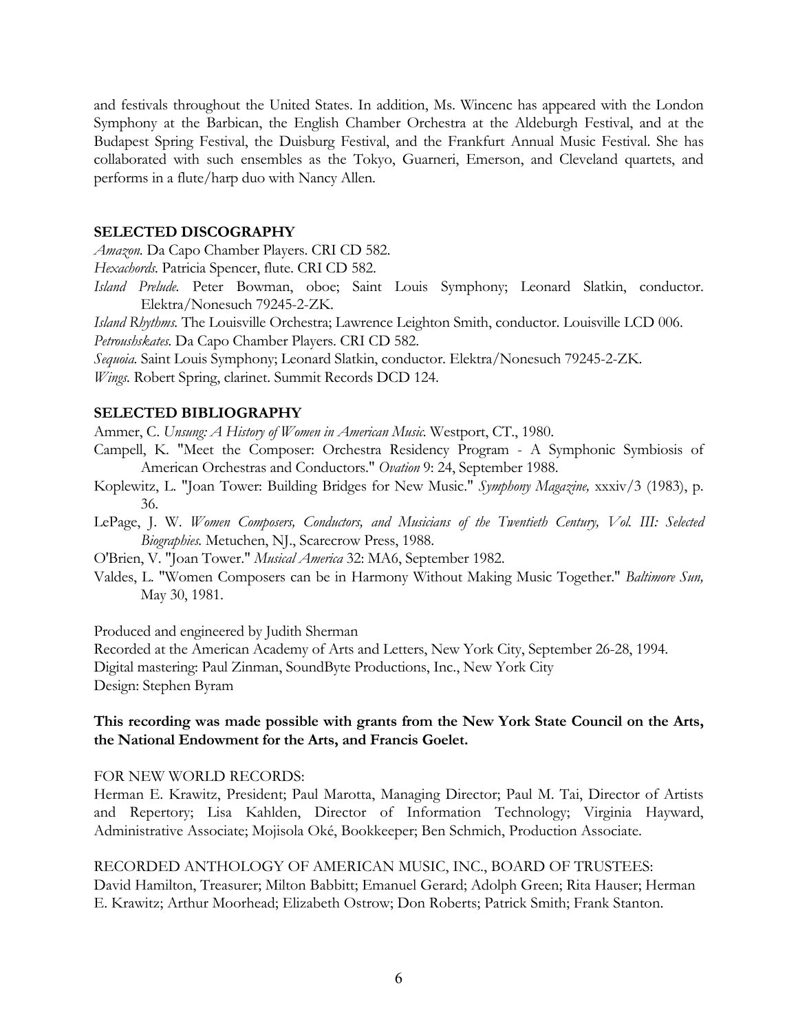and festivals throughout the United States. In addition, Ms. Wincenc has appeared with the London Symphony at the Barbican, the English Chamber Orchestra at the Aldeburgh Festival, and at the Budapest Spring Festival, the Duisburg Festival, and the Frankfurt Annual Music Festival. She has collaborated with such ensembles as the Tokyo, Guarneri, Emerson, and Cleveland quartets, and performs in a flute/harp duo with Nancy Allen.

## SELECTED DISCOGRAPHY

*Amazon*. Da Capo Chamber Players. CRI CD 582.
*Hexachords*. Patricia Spencer, flute. CRI CD 582.
*Island Prelude*. Peter Bowman, oboe; Saint Louis Symphony; Leonard Slatkin, conductor. Elektra/Nonesuch 79245-2-ZK.
*Island Rhythms*. The Louisville Orchestra; Lawrence Leighton Smith, conductor. Louisville LCD 006.
*Petroushskates*. Da Capo Chamber Players. CRI CD 582.
*Sequoia*. Saint Louis Symphony; Leonard Slatkin, conductor. Elektra/Nonesuch 79245-2-ZK.
*Wings*. Robert Spring, clarinet. Summit Records DCD 124.

## SELECTED BIBLIOGRAPHY

Ammer, C. *Unsung: A History of Women in American Music*. Westport, CT., 1980.
Campell, K. "Meet the Composer: Orchestra Residency Program - A Symphonic Symbiosis of American Orchestras and Conductors." *Ovation* 9: 24, September 1988.
Koplewitz, L. "Joan Tower: Building Bridges for New Music." *Symphony Magazine,* xxxiv/3 (1983), p. 36.
LePage, J. W. *Women Composers, Conductors, and Musicians of the Twentieth Century, Vol. III: Selected Biographies.* Metuchen, NJ., Scarecrow Press, 1988.
O'Brien, V. "Joan Tower." *Musical America* 32: MA6, September 1982.
Valdes, L. "Women Composers can be in Harmony Without Making Music Together." *Baltimore Sun,* May 30, 1981.

Produced and engineered by Judith Sherman
Recorded at the American Academy of Arts and Letters, New York City, September 26-28, 1994.
Digital mastering: Paul Zinman, SoundByte Productions, Inc., New York City
Design: Stephen Byram

**This recording was made possible with grants from the New York State Council on the Arts, the National Endowment for the Arts, and Francis Goelet.**

FOR NEW WORLD RECORDS:
Herman E. Krawitz, President; Paul Marotta, Managing Director; Paul M. Tai, Director of Artists and Repertory; Lisa Kahlden, Director of Information Technology; Virginia Hayward, Administrative Associate; Mojisola Oké, Bookkeeper; Ben Schmich, Production Associate.

RECORDED ANTHOLOGY OF AMERICAN MUSIC, INC., BOARD OF TRUSTEES:
David Hamilton, Treasurer; Milton Babbitt; Emanuel Gerard; Adolph Green; Rita Hauser; Herman E. Krawitz; Arthur Moorhead; Elizabeth Ostrow; Don Roberts; Patrick Smith; Frank Stanton.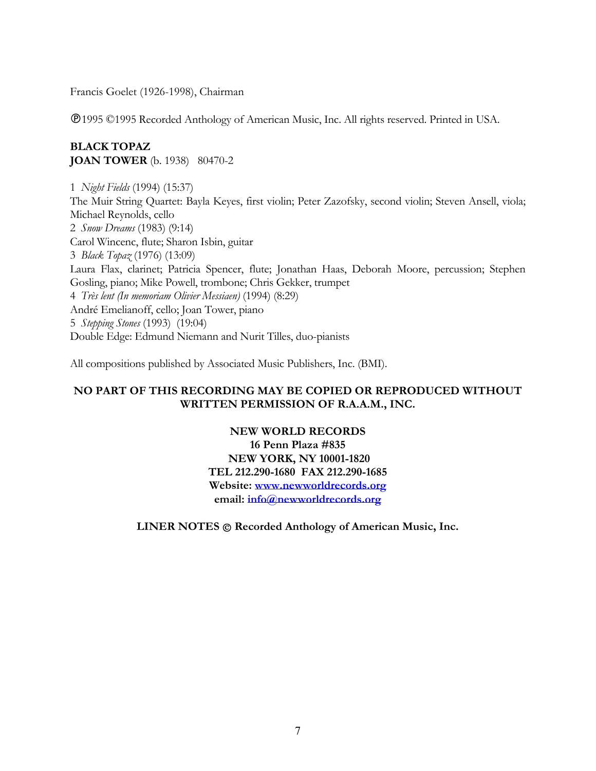Francis Goelet (1926-1998), Chairman

℗1995 ©1995 Recorded Anthology of American Music, Inc. All rights reserved. Printed in USA.

**BLACK TOPAZ**
**JOAN TOWER** (b. 1938) 80470-2

1 *Night Fields* (1994) (15:37)
The Muir String Quartet: Bayla Keyes, first violin; Peter Zazofsky, second violin; Steven Ansell, viola; Michael Reynolds, cello
2 *Snow Dreams* (1983) (9:14)
Carol Wincenc, flute; Sharon Isbin, guitar
3 *Black Topaz* (1976) (13:09)
Laura Flax, clarinet; Patricia Spencer, flute; Jonathan Haas, Deborah Moore, percussion; Stephen Gosling, piano; Mike Powell, trombone; Chris Gekker, trumpet
4 *Très lent (In memoriam Olivier Messiaen)* (1994) (8:29)
André Emelianoff, cello; Joan Tower, piano
5 *Stepping Stones* (1993) (19:04)
Double Edge: Edmund Niemann and Nurit Tilles, duo-pianists

All compositions published by Associated Music Publishers, Inc. (BMI).

**NO PART OF THIS RECORDING MAY BE COPIED OR REPRODUCED WITHOUT WRITTEN PERMISSION OF R.A.A.M., INC.**

**NEW WORLD RECORDS**
**16 Penn Plaza #835**
**NEW YORK, NY 10001-1820**
**TEL 212.290-1680 FAX 212.290-1685**
**Website: www.newworldrecords.org**
**email: info@newworldrecords.org**

**LINER NOTES © Recorded Anthology of American Music, Inc.**